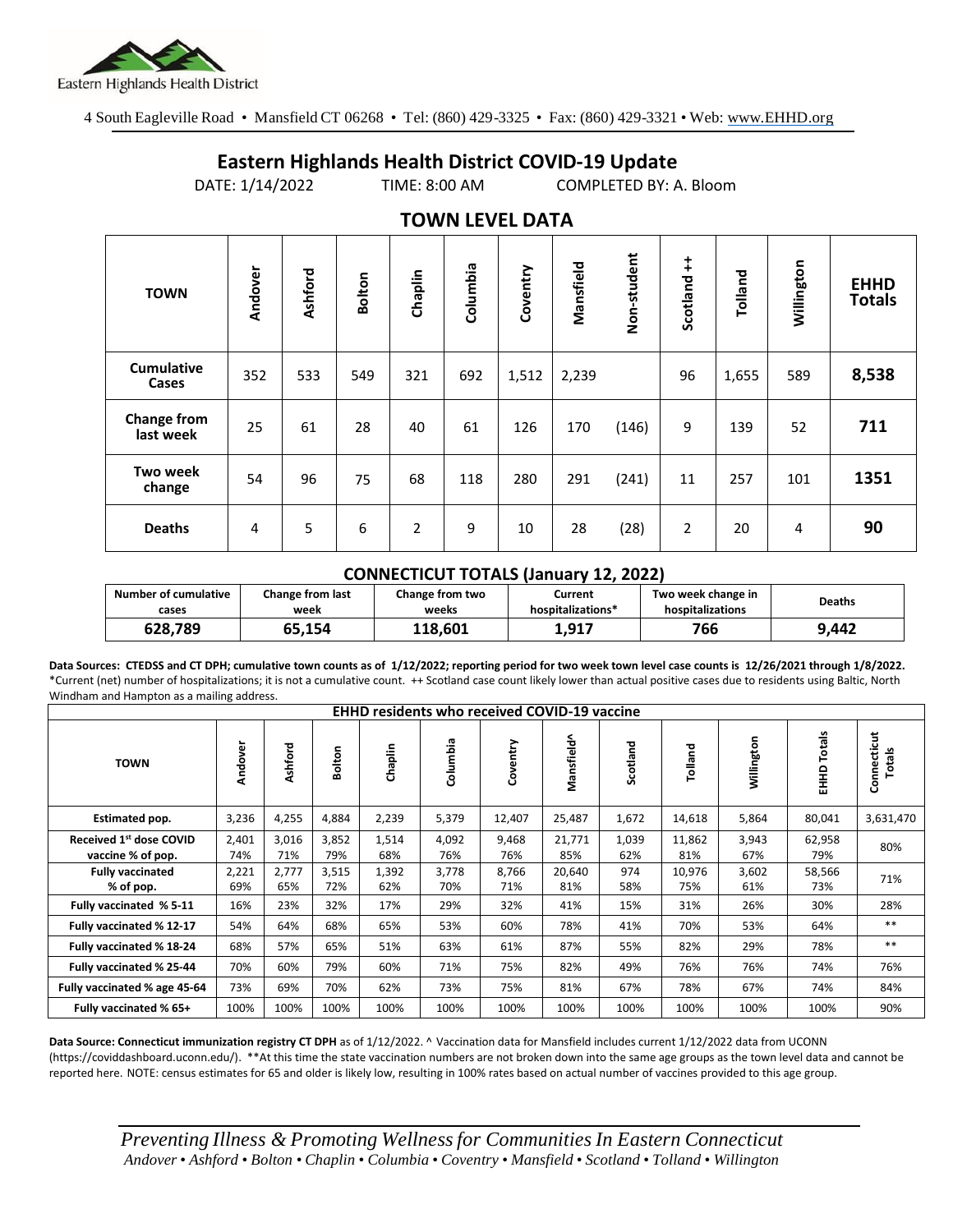Eastern Highlands Health District

4 South Eagleville Road • Mansfield CT 06268 • Tel: (860) 429-3325 • Fax: (860) 429-3321 • Web: www.EHHD.org

# Eastern Highlands Health District COVID-19 Update

DATE: 1/14/2022 TIME: 8:00 AM COMPLETED BY: A. Bloom

## TOWN LEVEL DATA

| TOWN | Andover | Ashford | Bolton | Chaplin | Columbia | Coventry | Mansfield | Non-student | Scotland ++ | Tolland | Willington | EHHD Totals |
|---|---|---|---|---|---|---|---|---|---|---|---|---|
| Cumulative Cases | 352 | 533 | 549 | 321 | 692 | 1,512 | 2,239 | | 96 | 1,655 | 589 | **8,538** |
| Change from last week | 25 | 61 | 28 | 40 | 61 | 126 | 170 | (146) | 9 | 139 | 52 | **711** |
| Two week change | 54 | 96 | 75 | 68 | 118 | 280 | 291 | (241) | 11 | 257 | 101 | **1351** |
| Deaths | 4 | 5 | 6 | 2 | 9 | 10 | 28 | (28) | 2 | 20 | 4 | **90** |

## CONNECTICUT TOTALS (January 12, 2022)

| Number of cumulative cases | Change from last week | Change from two weeks | Current hospitalizations* | Two week change in hospitalizations | Deaths |
|---|---|---|---|---|---|
| **628,789** | **65,154** | **118,601** | **1,917** | **766** | **9,442** |

**Data Sources: CTEDSS and CT DPH; cumulative town counts as of 1/12/2022; reporting period for two week town level case counts is 12/26/2021 through 1/8/2022.** *Current (net) number of hospitalizations; it is not a cumulative count. ++ Scotland case count likely lower than actual positive cases due to residents using Baltic, North Windham and Hampton as a mailing address.

| TOWN | Andover | Ashford | Bolton | Chaplin | Columbia | Coventry | Mansfield^ | Scotland | Tolland | Willington | EHHD Totals | Connecticut Totals |
|---|---|---|---|---|---|---|---|---|---|---|---|---|
| **EHHD residents who received COVID-19 vaccine** | | | | | | | | | | | | |
| Estimated pop. | 3,236 | 4,255 | 4,884 | 2,239 | 5,379 | 12,407 | 25,487 | 1,672 | 14,618 | 5,864 | 80,041 | 3,631,470 |
| Received 1st dose COVID vaccine % of pop. | 2,401 74% | 3,016 71% | 3,852 79% | 1,514 68% | 4,092 76% | 9,468 76% | 21,771 85% | 1,039 62% | 11,862 81% | 3,943 67% | 62,958 79% | 80% |
| Fully vaccinated % of pop. | 2,221 69% | 2,777 65% | 3,515 72% | 1,392 62% | 3,778 70% | 8,766 71% | 20,640 81% | 974 58% | 10,976 75% | 3,602 61% | 58,566 73% | 71% |
| Fully vaccinated % 5-11 | 16% | 23% | 32% | 17% | 29% | 32% | 41% | 15% | 31% | 26% | 30% | 28% |
| Fully vaccinated % 12-17 | 54% | 64% | 68% | 65% | 53% | 60% | 78% | 41% | 70% | 53% | 64% | ** |
| Fully vaccinated % 18-24 | 68% | 57% | 65% | 51% | 63% | 61% | 87% | 55% | 82% | 29% | 78% | ** |
| Fully vaccinated % 25-44 | 70% | 60% | 79% | 60% | 71% | 75% | 82% | 49% | 76% | 76% | 74% | 76% |
| Fully vaccinated % age 45-64 | 73% | 69% | 70% | 62% | 73% | 75% | 81% | 67% | 78% | 67% | 74% | 84% |
| Fully vaccinated % 65+ | 100% | 100% | 100% | 100% | 100% | 100% | 100% | 100% | 100% | 100% | 100% | 90% |

**Data Source: Connecticut immunization registry CT DPH** as of 1/12/2022. ^ Vaccination data for Mansfield includes current 1/12/2022 data from UCONN (https://coviddashboard.uconn.edu/). **At this time the state vaccination numbers are not broken down into the same age groups as the town level data and cannot be reported here. NOTE: census estimates for 65 and older is likely low, resulting in 100% rates based on actual number of vaccines provided to this age group.

*Preventing Illness & Promoting Wellness for Communities In Eastern Connecticut*
*Andover • Ashford • Bolton • Chaplin • Columbia • Coventry • Mansfield • Scotland • Tolland • Willington*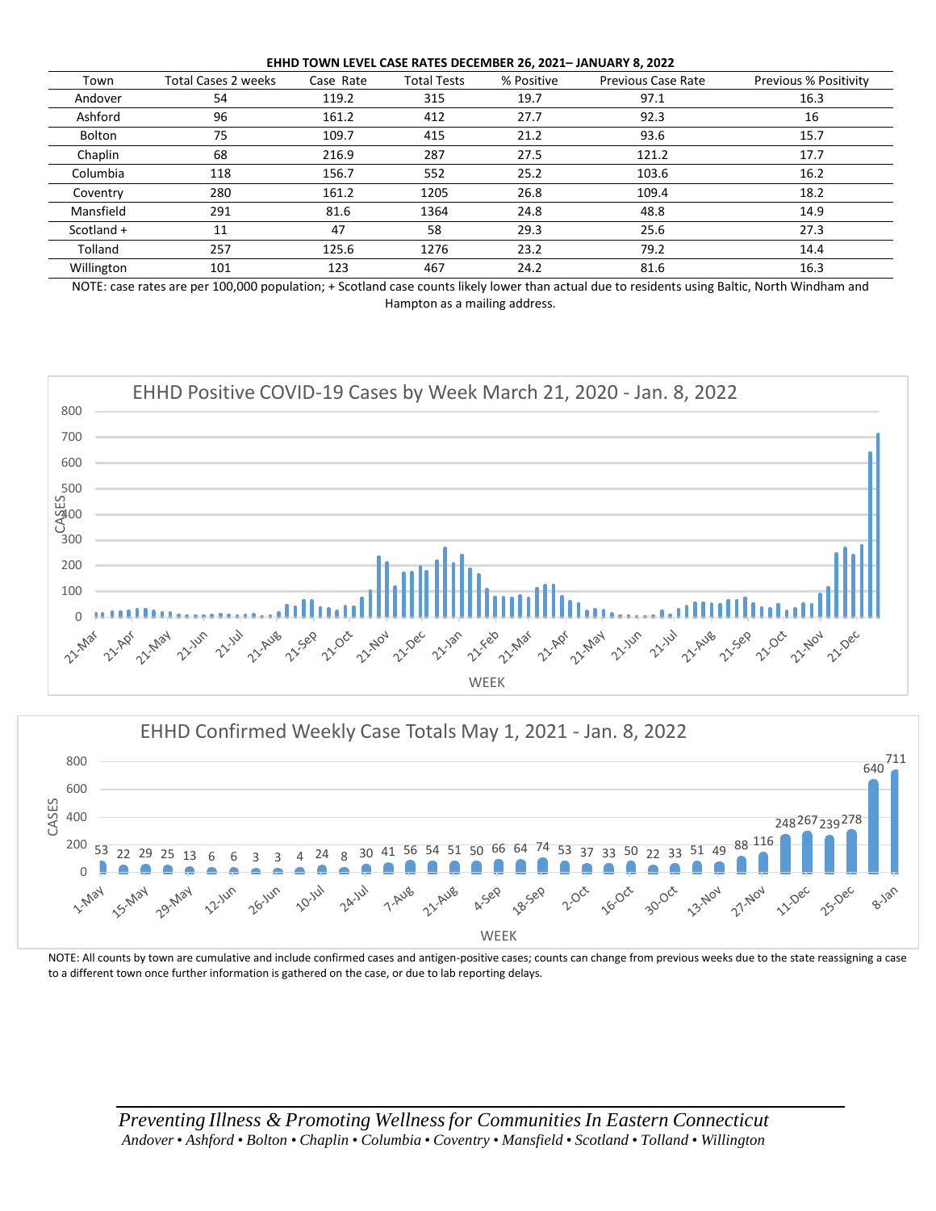**EHHD TOWN LEVEL CASE RATES DECEMBER 26, 2021– JANUARY 8, 2022**

| Town | Total Cases 2 weeks | Case Rate | Total Tests | % Positive | Previous Case Rate | Previous % Positivity |
|---|---|---|---|---|---|---|
| Andover | 54 | 119.2 | 315 | 19.7 | 97.1 | 16.3 |
| Ashford | 96 | 161.2 | 412 | 27.7 | 92.3 | 16 |
| Bolton | 75 | 109.7 | 415 | 21.2 | 93.6 | 15.7 |
| Chaplin | 68 | 216.9 | 287 | 27.5 | 121.2 | 17.7 |
| Columbia | 118 | 156.7 | 552 | 25.2 | 103.6 | 16.2 |
| Coventry | 280 | 161.2 | 1205 | 26.8 | 109.4 | 18.2 |
| Mansfield | 291 | 81.6 | 1364 | 24.8 | 48.8 | 14.9 |
| Scotland + | 11 | 47 | 58 | 29.3 | 25.6 | 27.3 |
| Tolland | 257 | 125.6 | 1276 | 23.2 | 79.2 | 14.4 |
| Willington | 101 | 123 | 467 | 24.2 | 81.6 | 16.3 |

NOTE: case rates are per 100,000 population; + Scotland case counts likely lower than actual due to residents using Baltic, North Windham and Hampton as a mailing address.

EHHD Positive COVID-19 Cases by Week March 21, 2020 - Jan. 8, 2022

CASES

0
100
200
300
400
500
600
700
800

21-Mar 21-Apr 21-May 21-Jun 21-Jul 21-Aug 21-Sep 21-Oct 21-Nov 21-Dec 21-Jan 21-Feb 21-Mar 21-Apr 21-May 21-Jun 21-Jul 21-Aug 21-Sep 21-Oct 21-Nov 21-Dec

WEEK

EHHD Confirmed Weekly Case Totals May 1, 2021 - Jan. 8, 2022

CASES

0
200
400
600
800

53 22 29 25 13 6 6 3 3 4 24 8 30 41 56 54 51 50 66 64 74 53 37 33 50 22 33 51 49 88 116 248 267 239 278 640 711

1-May 15-May 29-May 12-Jun 26-Jun 10-Jul 24-Jul 7-Aug 21-Aug 4-Sep 18-Sep 2-Oct 16-Oct 30-Oct 13-Nov 27-Nov 11-Dec 25-Dec 8-Jan

WEEK

NOTE: All counts by town are cumulative and include confirmed cases and antigen-positive cases; counts can change from previous weeks due to the state reassigning a case to a different town once further information is gathered on the case, or due to lab reporting delays.

*Preventing Illness & Promoting Wellness for Communities In Eastern Connecticut*
*Andover • Ashford • Bolton • Chaplin • Columbia • Coventry • Mansfield • Scotland • Tolland • Willington*